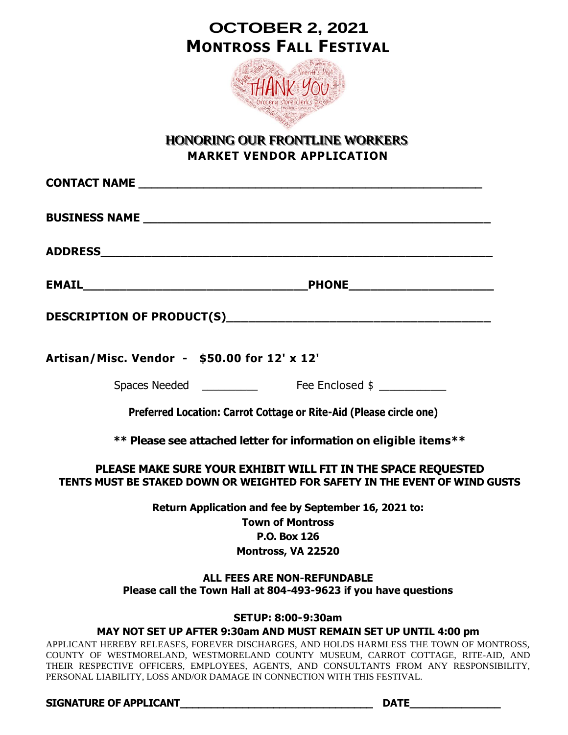# OCTOBER 2, 2021
# MONTROSS FALL FESTIVAL

## HONORING OUR FRONTLINE WORKERS
### MARKET VENDOR APPLICATION

**CONTACT NAME** ______________________________________________

**BUSINESS NAME** ______________________________________________

**ADDRESS**_________________________________________________

**EMAIL**______________________________**PHONE**____________________

**DESCRIPTION OF PRODUCT(S)**__________________________________

**Artisan/Misc. Vendor - $50.00 for 12' x 12'**

Spaces Needed _________ Fee Enclosed $ __________

**Preferred Location: Carrot Cottage or Rite-Aid (Please circle one)**

**** Please see attached letter for information on eligible items****

**PLEASE MAKE SURE YOUR EXHIBIT WILL FIT IN THE SPACE REQUESTED**
**TENTS MUST BE STAKED DOWN OR WEIGHTED FOR SAFETY IN THE EVENT OF WIND GUSTS**

**Return Application and fee by September 16, 2021 to:**
**Town of Montross**
**P.O. Box 126**
**Montross, VA 22520**

**ALL FEES ARE NON-REFUNDABLE**
**Please call the Town Hall at 804-493-9623 if you have questions**

**SETUP: 8:00-9:30am**
**MAY NOT SET UP AFTER 9:30am AND MUST REMAIN SET UP UNTIL 4:00 pm**

APPLICANT HEREBY RELEASES, FOREVER DISCHARGES, AND HOLDS HARMLESS THE TOWN OF MONTROSS, COUNTY OF WESTMORELAND, WESTMORELAND COUNTY MUSEUM, CARROT COTTAGE, RITE-AID, AND THEIR RESPECTIVE OFFICERS, EMPLOYEES, AGENTS, AND CONSULTANTS FROM ANY RESPONSIBILITY, PERSONAL LIABILITY, LOSS AND/OR DAMAGE IN CONNECTION WITH THIS FESTIVAL.

**SIGNATURE OF APPLICANT**______________________________ **DATE**______________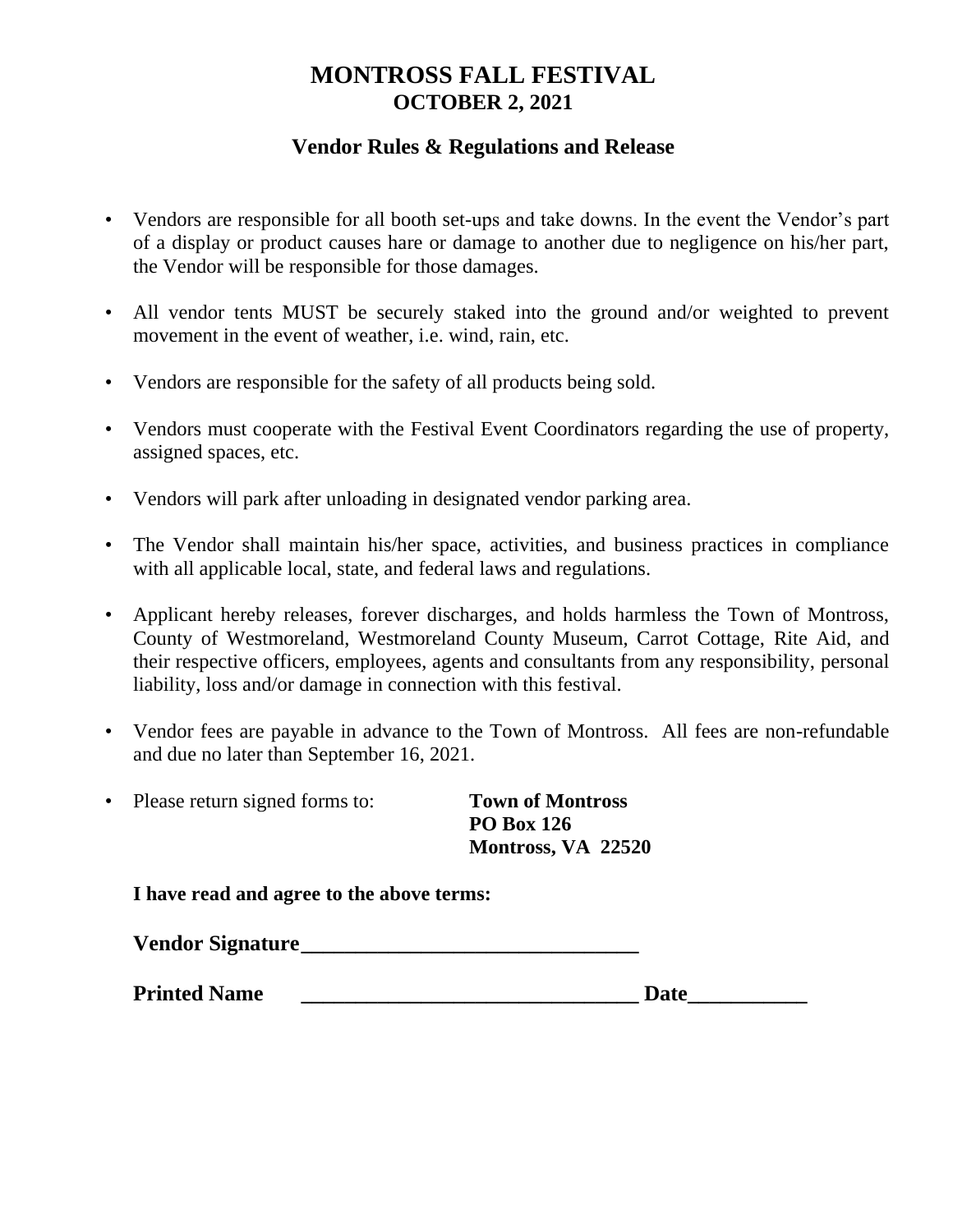# MONTROSS FALL FESTIVAL

## OCTOBER 2, 2021

### Vendor Rules & Regulations and Release

- Vendors are responsible for all booth set-ups and take downs. In the event the Vendor's part of a display or product causes hare or damage to another due to negligence on his/her part, the Vendor will be responsible for those damages.
- All vendor tents MUST be securely staked into the ground and/or weighted to prevent movement in the event of weather, i.e. wind, rain, etc.
- Vendors are responsible for the safety of all products being sold.
- Vendors must cooperate with the Festival Event Coordinators regarding the use of property, assigned spaces, etc.
- Vendors will park after unloading in designated vendor parking area.
- The Vendor shall maintain his/her space, activities, and business practices in compliance with all applicable local, state, and federal laws and regulations.
- Applicant hereby releases, forever discharges, and holds harmless the Town of Montross, County of Westmoreland, Westmoreland County Museum, Carrot Cottage, Rite Aid, and their respective officers, employees, agents and consultants from any responsibility, personal liability, loss and/or damage in connection with this festival.
- Vendor fees are payable in advance to the Town of Montross. All fees are non-refundable and due no later than September 16, 2021.
- Please return signed forms to: **Town of Montross**
  **PO Box 126**
  **Montross, VA 22520**

**I have read and agree to the above terms:**

**Vendor Signature_______________________________**

**Printed Name _______________________________ Date___________**